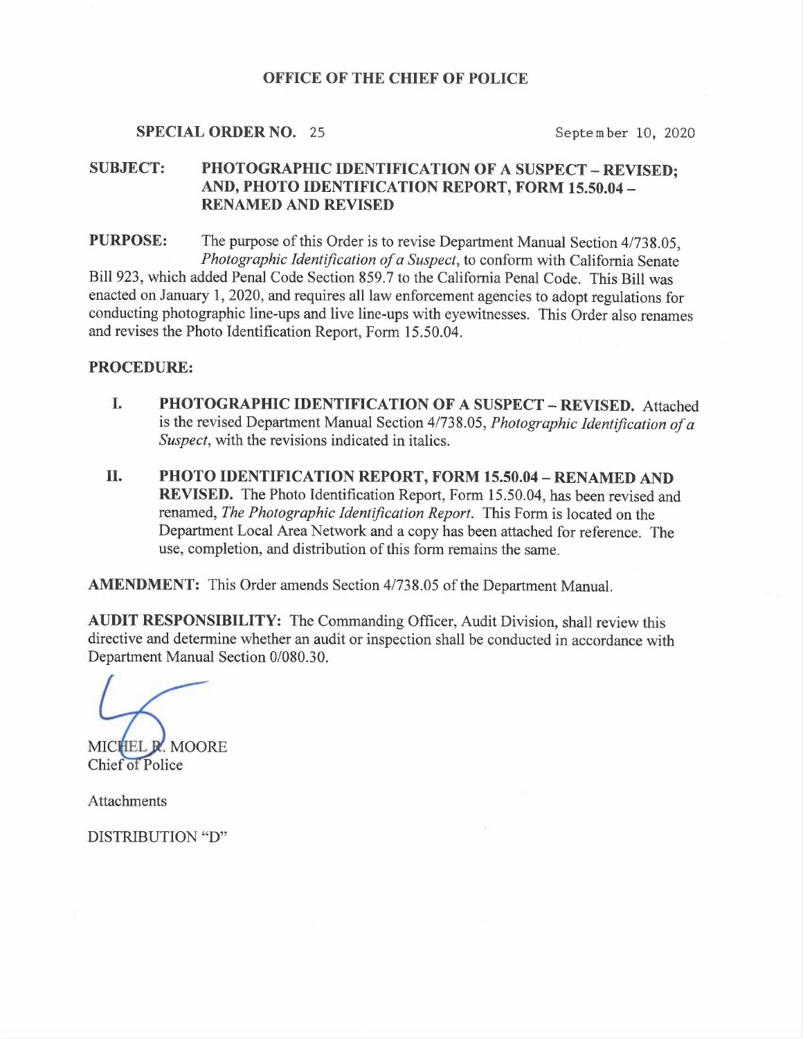**OFFICE OF THE CHIEF OF POLICE**

**SPECIAL ORDER NO.** 25 September 10, 2020

**SUBJECT:** **PHOTOGRAPHIC IDENTIFICATION OF A SUSPECT – REVISED; AND, PHOTO IDENTIFICATION REPORT, FORM 15.50.04 – RENAMED AND REVISED**

**PURPOSE:** The purpose of this Order is to revise Department Manual Section 4/738.05, *Photographic Identification of a Suspect*, to conform with California Senate Bill 923, which added Penal Code Section 859.7 to the California Penal Code. This Bill was enacted on January 1, 2020, and requires all law enforcement agencies to adopt regulations for conducting photographic line-ups and live line-ups with eyewitnesses. This Order also renames and revises the Photo Identification Report, Form 15.50.04.

**PROCEDURE:**

**I. PHOTOGRAPHIC IDENTIFICATION OF A SUSPECT – REVISED.** Attached is the revised Department Manual Section 4/738.05, *Photographic Identification of a Suspect*, with the revisions indicated in italics.

**II. PHOTO IDENTIFICATION REPORT, FORM 15.50.04 – RENAMED AND REVISED.** The Photo Identification Report, Form 15.50.04, has been revised and renamed, *The Photographic Identification Report*. This Form is located on the Department Local Area Network and a copy has been attached for reference. The use, completion, and distribution of this form remains the same.

**AMENDMENT:** This Order amends Section 4/738.05 of the Department Manual.

**AUDIT RESPONSIBILITY:** The Commanding Officer, Audit Division, shall review this directive and determine whether an audit or inspection shall be conducted in accordance with Department Manual Section 0/080.30.

MICHEL R. MOORE
Chief of Police

Attachments

DISTRIBUTION "D"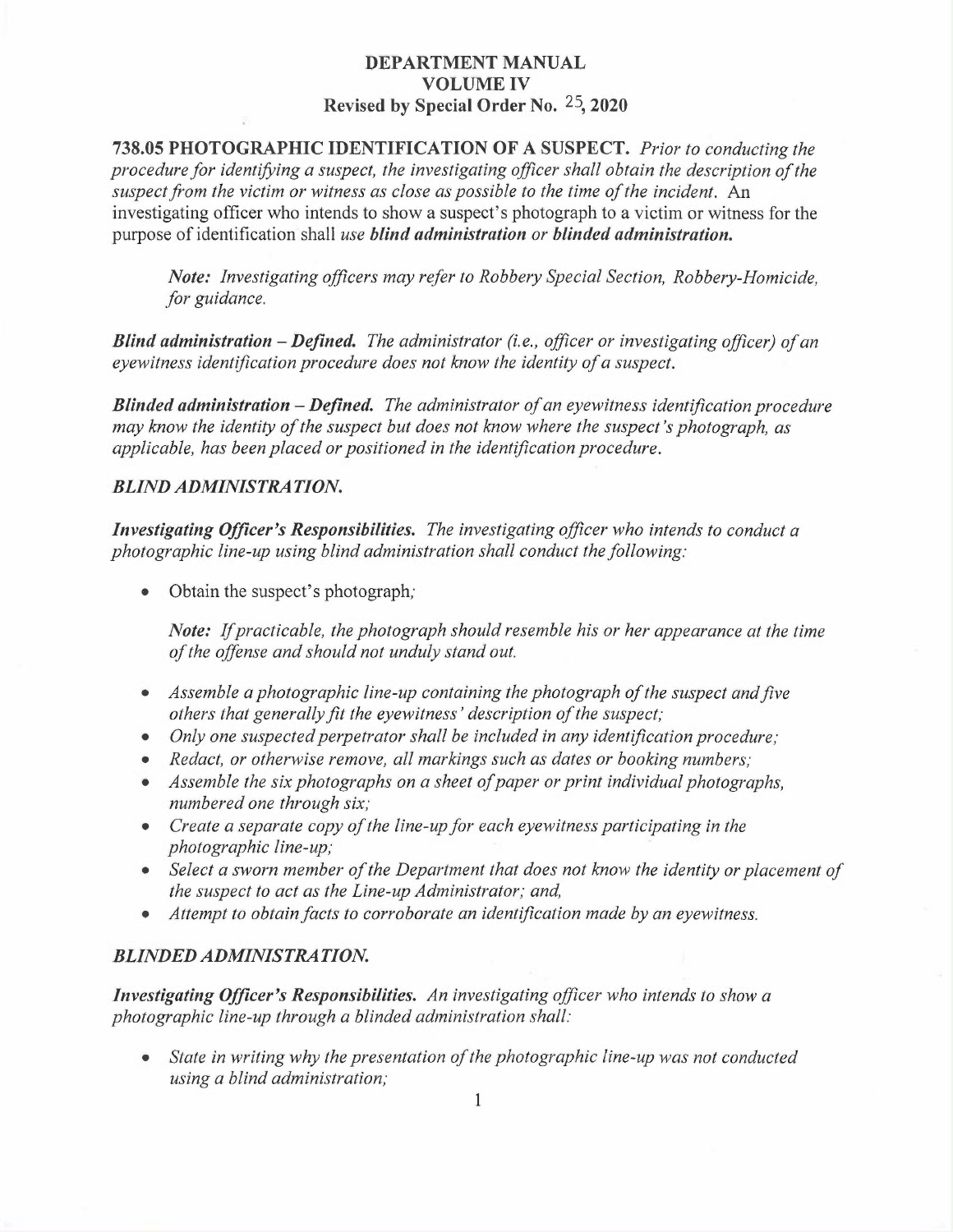**DEPARTMENT MANUAL**
**VOLUME IV**
**Revised by Special Order No. 25, 2020**

**738.05 PHOTOGRAPHIC IDENTIFICATION OF A SUSPECT.** *Prior to conducting the procedure for identifying a suspect, the investigating officer shall obtain the description of the suspect from the victim or witness as close as possible to the time of the incident.* An investigating officer who intends to show a suspect's photograph to a victim or witness for the purpose of identification shall *use **blind administration** or **blinded administration.***

> ***Note:*** *Investigating officers may refer to Robbery Special Section, Robbery-Homicide, for guidance.*

***Blind administration – Defined.*** *The administrator (i.e., officer or investigating officer) of an eyewitness identification procedure does not know the identity of a suspect.*

***Blinded administration – Defined.*** *The administrator of an eyewitness identification procedure may know the identity of the suspect but does not know where the suspect's photograph, as applicable, has been placed or positioned in the identification procedure.*

### *BLIND ADMINISTRATION.*

***Investigating Officer's Responsibilities.*** *The investigating officer who intends to conduct a photographic line-up using blind administration shall conduct the following:*

- Obtain the suspect's photograph;

  ***Note:*** *If practicable, the photograph should resemble his or her appearance at the time of the offense and should not unduly stand out.*

- *Assemble a photographic line-up containing the photograph of the suspect and five others that generally fit the eyewitness' description of the suspect;*
- *Only one suspected perpetrator shall be included in any identification procedure;*
- *Redact, or otherwise remove, all markings such as dates or booking numbers;*
- *Assemble the six photographs on a sheet of paper or print individual photographs, numbered one through six;*
- *Create a separate copy of the line-up for each eyewitness participating in the photographic line-up;*
- *Select a sworn member of the Department that does not know the identity or placement of the suspect to act as the Line-up Administrator; and,*
- *Attempt to obtain facts to corroborate an identification made by an eyewitness.*

### *BLINDED ADMINISTRATION.*

***Investigating Officer's Responsibilities.*** *An investigating officer who intends to show a photographic line-up through a blinded administration shall:*

- *State in writing why the presentation of the photographic line-up was not conducted using a blind administration;*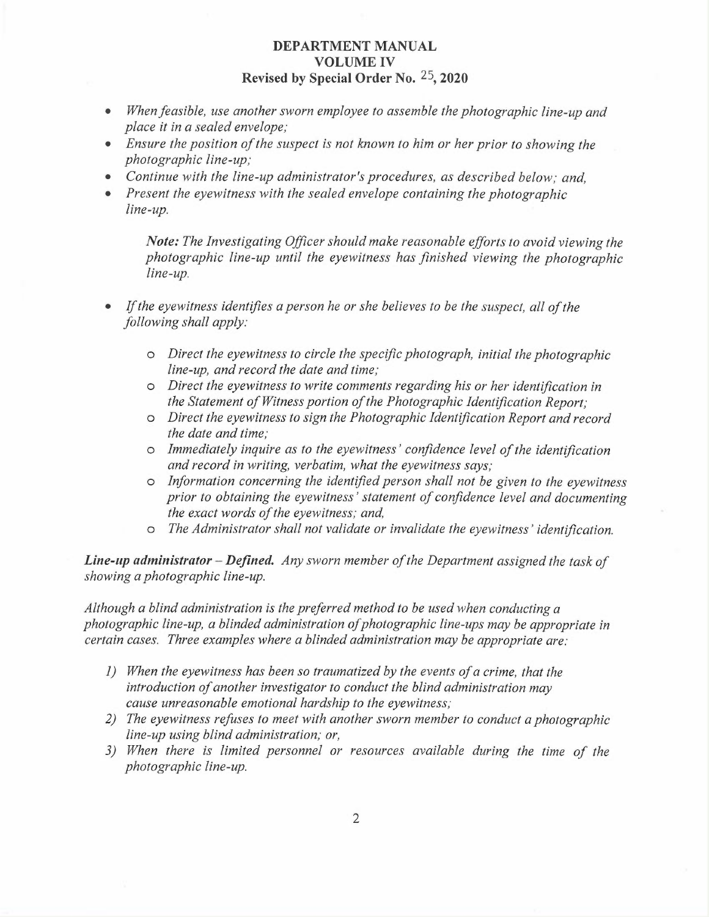- *When feasible, use another sworn employee to assemble the photographic line-up and place it in a sealed envelope;*
- *Ensure the position of the suspect is not known to him or her prior to showing the photographic line-up;*
- *Continue with the line-up administrator's procedures, as described below; and,*
- *Present the eyewitness with the sealed envelope containing the photographic line-up.*

  ***Note:*** *The Investigating Officer should make reasonable efforts to avoid viewing the photographic line-up until the eyewitness has finished viewing the photographic line-up.*

- *If the eyewitness identifies a person he or she believes to be the suspect, all of the following shall apply:*
  - *Direct the eyewitness to circle the specific photograph, initial the photographic line-up, and record the date and time;*
  - *Direct the eyewitness to write comments regarding his or her identification in the Statement of Witness portion of the Photographic Identification Report;*
  - *Direct the eyewitness to sign the Photographic Identification Report and record the date and time;*
  - *Immediately inquire as to the eyewitness' confidence level of the identification and record in writing, verbatim, what the eyewitness says;*
  - *Information concerning the identified person shall not be given to the eyewitness prior to obtaining the eyewitness' statement of confidence level and documenting the exact words of the eyewitness; and,*
  - *The Administrator shall not validate or invalidate the eyewitness' identification.*

***Line-up administrator – Defined.*** *Any sworn member of the Department assigned the task of showing a photographic line-up.*

*Although a blind administration is the preferred method to be used when conducting a photographic line-up, a blinded administration of photographic line-ups may be appropriate in certain cases. Three examples where a blinded administration may be appropriate are:*

1) *When the eyewitness has been so traumatized by the events of a crime, that the introduction of another investigator to conduct the blind administration may cause unreasonable emotional hardship to the eyewitness;*
2) *The eyewitness refuses to meet with another sworn member to conduct a photographic line-up using blind administration; or,*
3) *When there is limited personnel or resources available during the time of the photographic line-up.*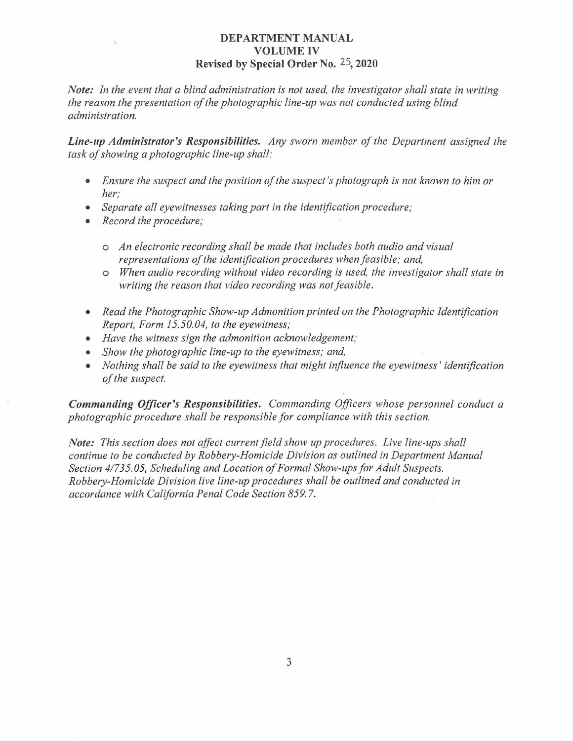*Note: In the event that a blind administration is not used, the investigator shall state in writing the reason the presentation of the photographic line-up was not conducted using blind administration.*

***Line-up Administrator's Responsibilities.*** *Any sworn member of the Department assigned the task of showing a photographic line-up shall:*

- *Ensure the suspect and the position of the suspect's photograph is not known to him or her;*
- *Separate all eyewitnesses taking part in the identification procedure;*
- *Record the procedure;*
    - *An electronic recording shall be made that includes both audio and visual representations of the identification procedures when feasible; and,*
    - *When audio recording without video recording is used, the investigator shall state in writing the reason that video recording was not feasible.*
- *Read the Photographic Show-up Admonition printed on the Photographic Identification Report, Form 15.50.04, to the eyewitness;*
- *Have the witness sign the admonition acknowledgement;*
- *Show the photographic line-up to the eyewitness; and,*
- *Nothing shall be said to the eyewitness that might influence the eyewitness' identification of the suspect.*

***Commanding Officer's Responsibilities.*** *Commanding Officers whose personnel conduct a photographic procedure shall be responsible for compliance with this section.*

*Note: This section does not affect current field show up procedures. Live line-ups shall continue to be conducted by Robbery-Homicide Division as outlined in Department Manual Section 4/735.05, Scheduling and Location of Formal Show-ups for Adult Suspects. Robbery-Homicide Division live line-up procedures shall be outlined and conducted in accordance with California Penal Code Section 859.7.*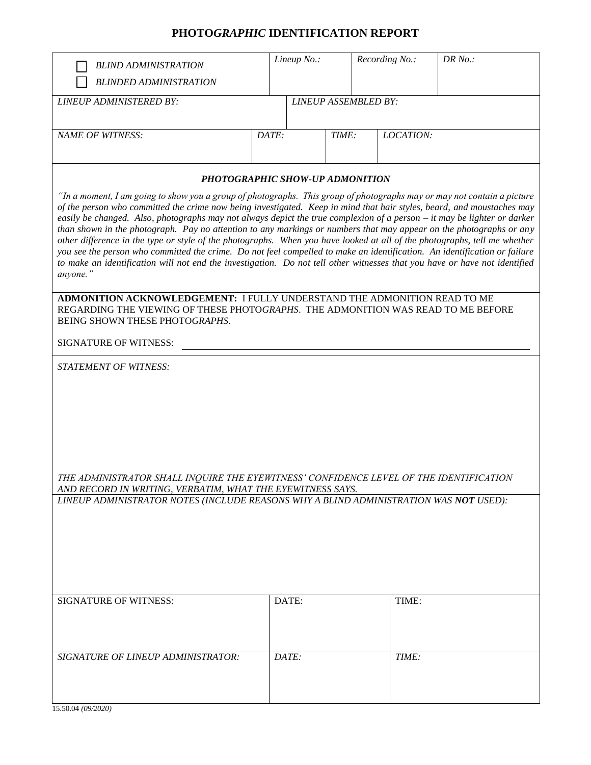# PHOTO*GRAPHIC* IDENTIFICATION REPORT

| | | | |
|---|---|---|---|
| ☐ *BLIND ADMINISTRATION*<br>☐ *BLINDED ADMINISTRATION* | *Lineup No.:* | *Recording No.:* | *DR No.:* |

| | |
|---|---|
| *LINEUP ADMINISTERED BY:* | *LINEUP ASSEMBLED BY:* |

| | | | |
|---|---|---|---|
| *NAME OF WITNESS:* | *DATE:* | *TIME:* | *LOCATION:* |

***PHOTOGRAPHIC SHOW-UP ADMONITION***

*"In a moment, I am going to show you a group of photographs. This group of photographs may or may not contain a picture of the person who committed the crime now being investigated. Keep in mind that hair styles, beard, and moustaches may easily be changed. Also, photographs may not always depict the true complexion of a person – it may be lighter or darker than shown in the photograph. Pay no attention to any markings or numbers that may appear on the photographs or any other difference in the type or style of the photographs. When you have looked at all of the photographs, tell me whether you see the person who committed the crime. Do not feel compelled to make an identification. An identification or failure to make an identification will not end the investigation. Do not tell other witnesses that you have or have not identified anyone."*

**ADMONITION ACKNOWLEDGEMENT:** I FULLY UNDERSTAND THE ADMONITION READ TO ME REGARDING THE VIEWING OF THESE PHOTO*GRAPHS*. THE ADMONITION WAS READ TO ME BEFORE BEING SHOWN THESE PHOTO*GRAPHS*.

SIGNATURE OF WITNESS: ______________________________

*STATEMENT OF WITNESS:*

*THE ADMINISTRATOR SHALL INQUIRE THE EYEWITNESS' CONFIDENCE LEVEL OF THE IDENTIFICATION AND RECORD IN WRITING, VERBATIM, WHAT THE EYEWITNESS SAYS.*

*LINEUP ADMINISTRATOR NOTES (INCLUDE REASONS WHY A BLIND ADMINISTRATION WAS **NOT** USED):*

| | | |
|---|---|---|
| SIGNATURE OF WITNESS: | DATE: | TIME: |
| *SIGNATURE OF LINEUP ADMINISTRATOR:* | *DATE:* | *TIME:* |

15.50.04 *(09/2020)*